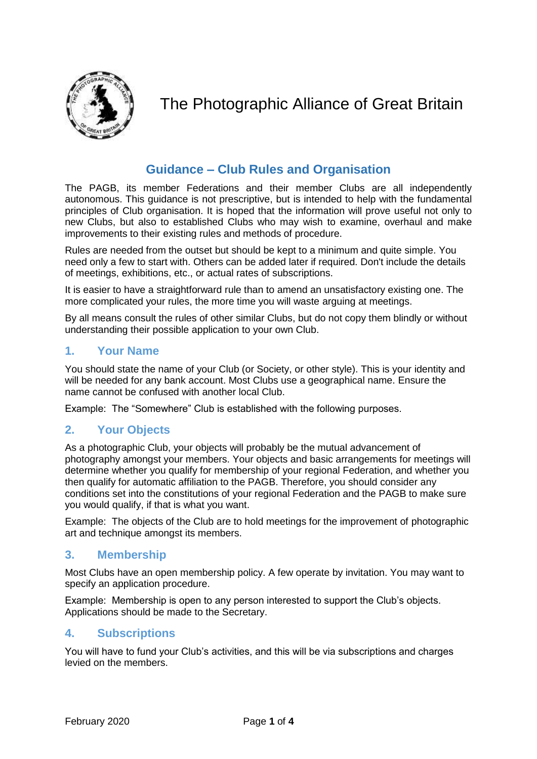# The Photographic Alliance of Great Britain

## Guidance – Club Rules and Organisation

The PAGB, its member Federations and their member Clubs are all independently autonomous. This guidance is not prescriptive, but is intended to help with the fundamental principles of Club organisation. It is hoped that the information will prove useful not only to new Clubs, but also to established Clubs who may wish to examine, overhaul and make improvements to their existing rules and methods of procedure.

Rules are needed from the outset but should be kept to a minimum and quite simple. You need only a few to start with. Others can be added later if required. Don't include the details of meetings, exhibitions, etc., or actual rates of subscriptions.

It is easier to have a straightforward rule than to amend an unsatisfactory existing one. The more complicated your rules, the more time you will waste arguing at meetings.

By all means consult the rules of other similar Clubs, but do not copy them blindly or without understanding their possible application to your own Club.

### 1. Your Name

You should state the name of your Club (or Society, or other style). This is your identity and will be needed for any bank account. Most Clubs use a geographical name. Ensure the name cannot be confused with another local Club.

Example: The "Somewhere" Club is established with the following purposes.

### 2. Your Objects

As a photographic Club, your objects will probably be the mutual advancement of photography amongst your members. Your objects and basic arrangements for meetings will determine whether you qualify for membership of your regional Federation, and whether you then qualify for automatic affiliation to the PAGB. Therefore, you should consider any conditions set into the constitutions of your regional Federation and the PAGB to make sure you would qualify, if that is what you want.

Example: The objects of the Club are to hold meetings for the improvement of photographic art and technique amongst its members.

### 3. Membership

Most Clubs have an open membership policy. A few operate by invitation. You may want to specify an application procedure.

Example: Membership is open to any person interested to support the Club's objects. Applications should be made to the Secretary.

### 4. Subscriptions

You will have to fund your Club's activities, and this will be via subscriptions and charges levied on the members.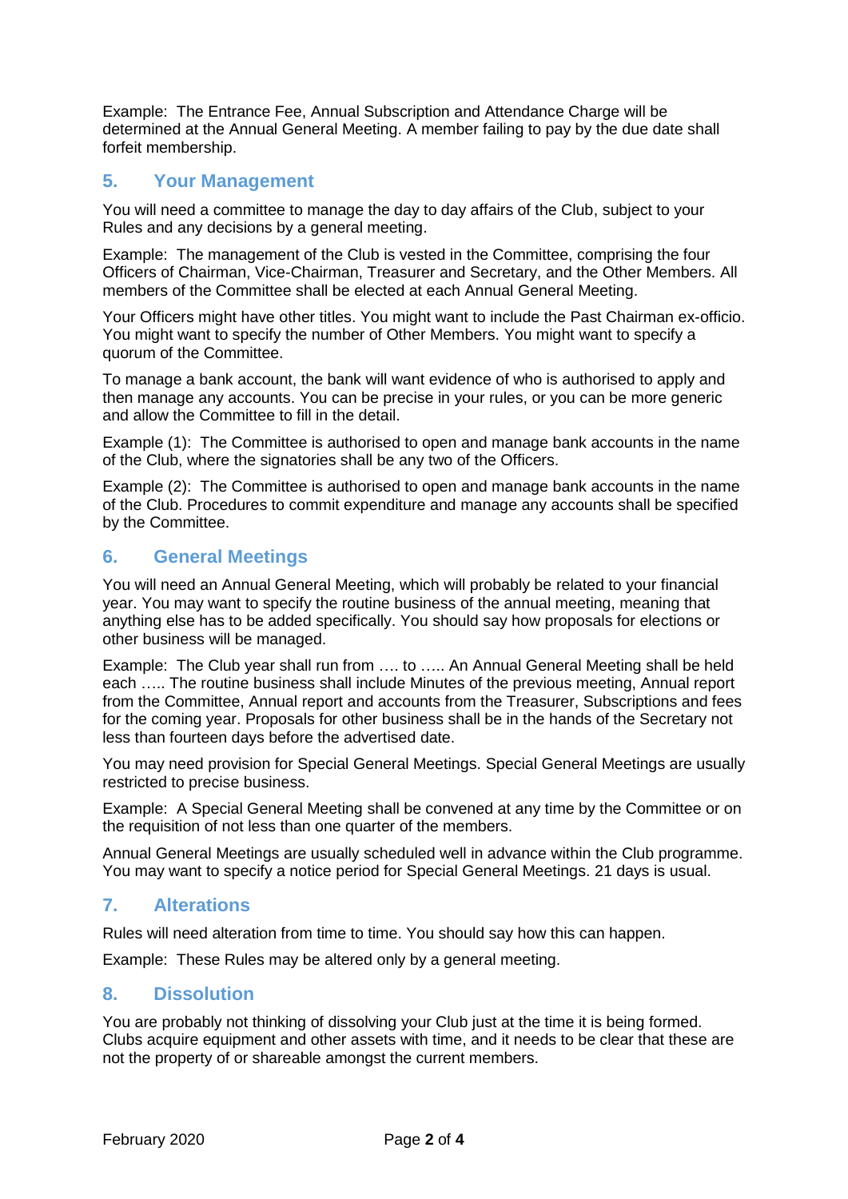Example: The Entrance Fee, Annual Subscription and Attendance Charge will be determined at the Annual General Meeting. A member failing to pay by the due date shall forfeit membership.

## 5. Your Management

You will need a committee to manage the day to day affairs of the Club, subject to your Rules and any decisions by a general meeting.

Example: The management of the Club is vested in the Committee, comprising the four Officers of Chairman, Vice-Chairman, Treasurer and Secretary, and the Other Members. All members of the Committee shall be elected at each Annual General Meeting.

Your Officers might have other titles. You might want to include the Past Chairman ex-officio. You might want to specify the number of Other Members. You might want to specify a quorum of the Committee.

To manage a bank account, the bank will want evidence of who is authorised to apply and then manage any accounts. You can be precise in your rules, or you can be more generic and allow the Committee to fill in the detail.

Example (1): The Committee is authorised to open and manage bank accounts in the name of the Club, where the signatories shall be any two of the Officers.

Example (2): The Committee is authorised to open and manage bank accounts in the name of the Club. Procedures to commit expenditure and manage any accounts shall be specified by the Committee.

## 6. General Meetings

You will need an Annual General Meeting, which will probably be related to your financial year. You may want to specify the routine business of the annual meeting, meaning that anything else has to be added specifically. You should say how proposals for elections or other business will be managed.

Example: The Club year shall run from …. to ….. An Annual General Meeting shall be held each ….. The routine business shall include Minutes of the previous meeting, Annual report from the Committee, Annual report and accounts from the Treasurer, Subscriptions and fees for the coming year. Proposals for other business shall be in the hands of the Secretary not less than fourteen days before the advertised date.

You may need provision for Special General Meetings. Special General Meetings are usually restricted to precise business.

Example: A Special General Meeting shall be convened at any time by the Committee or on the requisition of not less than one quarter of the members.

Annual General Meetings are usually scheduled well in advance within the Club programme. You may want to specify a notice period for Special General Meetings. 21 days is usual.

## 7. Alterations

Rules will need alteration from time to time. You should say how this can happen.

Example: These Rules may be altered only by a general meeting.

## 8. Dissolution

You are probably not thinking of dissolving your Club just at the time it is being formed. Clubs acquire equipment and other assets with time, and it needs to be clear that these are not the property of or shareable amongst the current members.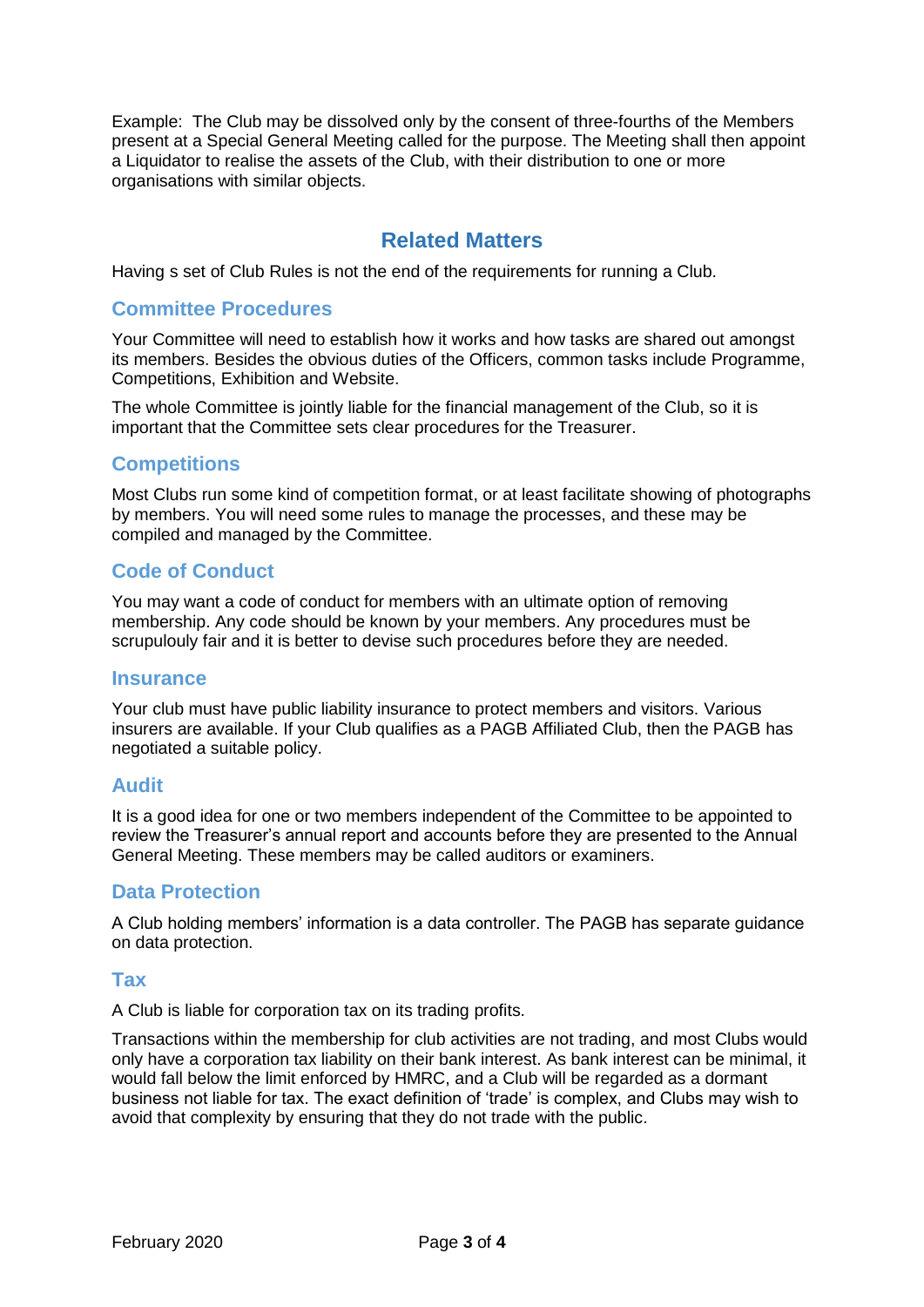Example: The Club may be dissolved only by the consent of three-fourths of the Members present at a Special General Meeting called for the purpose. The Meeting shall then appoint a Liquidator to realise the assets of the Club, with their distribution to one or more organisations with similar objects.

## Related Matters

Having s set of Club Rules is not the end of the requirements for running a Club.

### Committee Procedures

Your Committee will need to establish how it works and how tasks are shared out amongst its members. Besides the obvious duties of the Officers, common tasks include Programme, Competitions, Exhibition and Website.

The whole Committee is jointly liable for the financial management of the Club, so it is important that the Committee sets clear procedures for the Treasurer.

### Competitions

Most Clubs run some kind of competition format, or at least facilitate showing of photographs by members. You will need some rules to manage the processes, and these may be compiled and managed by the Committee.

### Code of Conduct

You may want a code of conduct for members with an ultimate option of removing membership. Any code should be known by your members. Any procedures must be scrupulouly fair and it is better to devise such procedures before they are needed.

### Insurance

Your club must have public liability insurance to protect members and visitors. Various insurers are available. If your Club qualifies as a PAGB Affiliated Club, then the PAGB has negotiated a suitable policy.

### Audit

It is a good idea for one or two members independent of the Committee to be appointed to review the Treasurer's annual report and accounts before they are presented to the Annual General Meeting. These members may be called auditors or examiners.

### Data Protection

A Club holding members' information is a data controller. The PAGB has separate guidance on data protection.

### Tax

A Club is liable for corporation tax on its trading profits.

Transactions within the membership for club activities are not trading, and most Clubs would only have a corporation tax liability on their bank interest. As bank interest can be minimal, it would fall below the limit enforced by HMRC, and a Club will be regarded as a dormant business not liable for tax. The exact definition of 'trade' is complex, and Clubs may wish to avoid that complexity by ensuring that they do not trade with the public.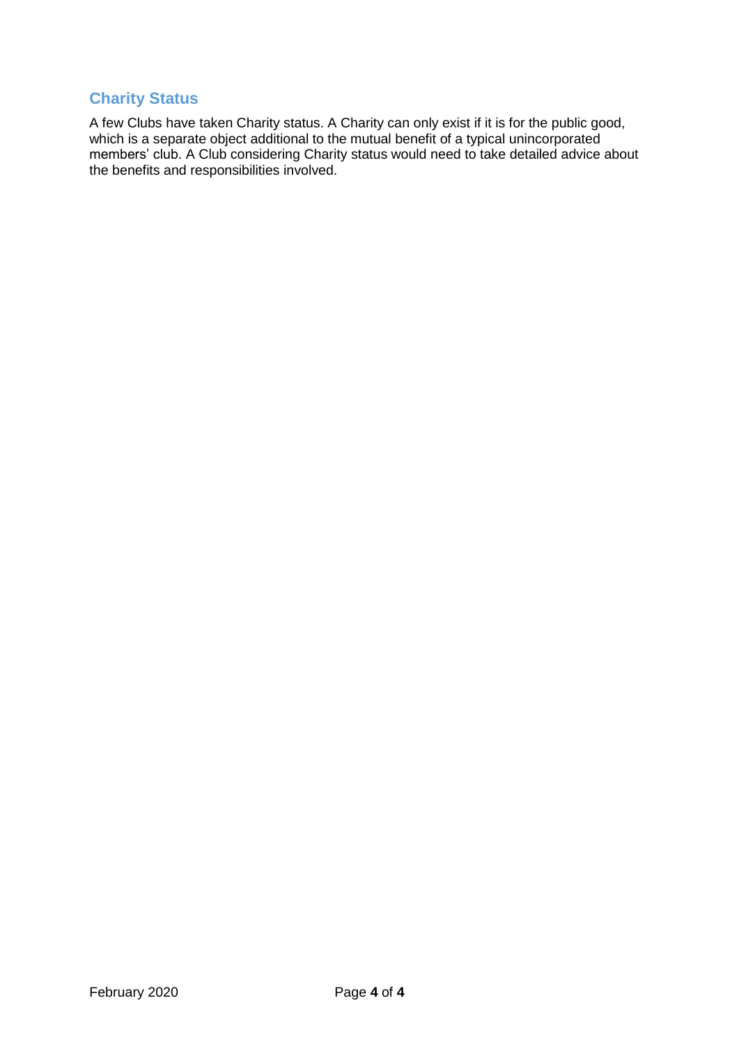## Charity Status

A few Clubs have taken Charity status. A Charity can only exist if it is for the public good, which is a separate object additional to the mutual benefit of a typical unincorporated members' club. A Club considering Charity status would need to take detailed advice about the benefits and responsibilities involved.